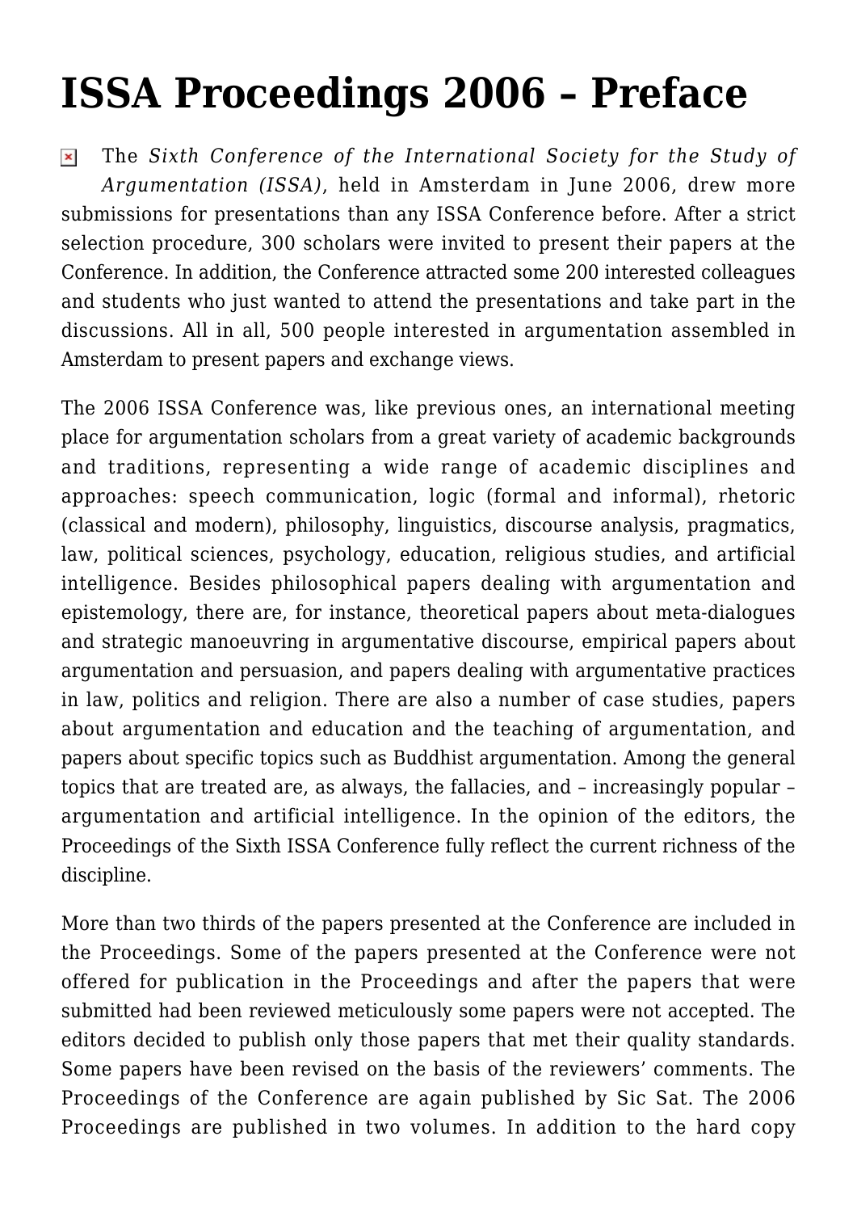# ISSA Proceedings 2006 – Preface

The *Sixth Conference of the International Society for the Study of Argumentation (ISSA)*, held in Amsterdam in June 2006, drew more submissions for presentations than any ISSA Conference before. After a strict selection procedure, 300 scholars were invited to present their papers at the Conference. In addition, the Conference attracted some 200 interested colleagues and students who just wanted to attend the presentations and take part in the discussions. All in all, 500 people interested in argumentation assembled in Amsterdam to present papers and exchange views.

The 2006 ISSA Conference was, like previous ones, an international meeting place for argumentation scholars from a great variety of academic backgrounds and traditions, representing a wide range of academic disciplines and approaches: speech communication, logic (formal and informal), rhetoric (classical and modern), philosophy, linguistics, discourse analysis, pragmatics, law, political sciences, psychology, education, religious studies, and artificial intelligence. Besides philosophical papers dealing with argumentation and epistemology, there are, for instance, theoretical papers about meta-dialogues and strategic manoeuvring in argumentative discourse, empirical papers about argumentation and persuasion, and papers dealing with argumentative practices in law, politics and religion. There are also a number of case studies, papers about argumentation and education and the teaching of argumentation, and papers about specific topics such as Buddhist argumentation. Among the general topics that are treated are, as always, the fallacies, and – increasingly popular – argumentation and artificial intelligence. In the opinion of the editors, the Proceedings of the Sixth ISSA Conference fully reflect the current richness of the discipline.

More than two thirds of the papers presented at the Conference are included in the Proceedings. Some of the papers presented at the Conference were not offered for publication in the Proceedings and after the papers that were submitted had been reviewed meticulously some papers were not accepted. The editors decided to publish only those papers that met their quality standards. Some papers have been revised on the basis of the reviewers' comments. The Proceedings of the Conference are again published by Sic Sat. The 2006 Proceedings are published in two volumes. In addition to the hard copy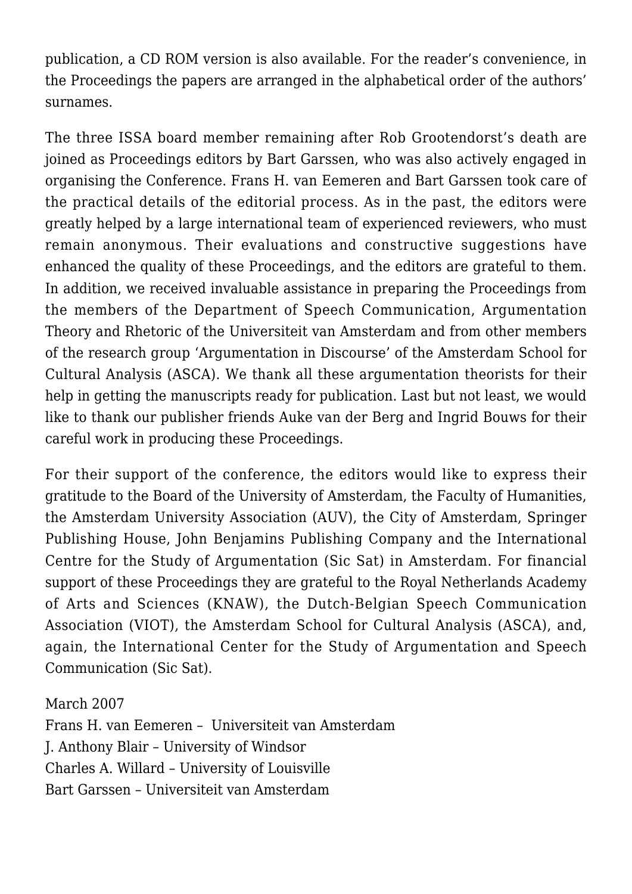publication, a CD ROM version is also available. For the reader's convenience, in the Proceedings the papers are arranged in the alphabetical order of the authors' surnames.

The three ISSA board member remaining after Rob Grootendorst's death are joined as Proceedings editors by Bart Garssen, who was also actively engaged in organising the Conference. Frans H. van Eemeren and Bart Garssen took care of the practical details of the editorial process. As in the past, the editors were greatly helped by a large international team of experienced reviewers, who must remain anonymous. Their evaluations and constructive suggestions have enhanced the quality of these Proceedings, and the editors are grateful to them. In addition, we received invaluable assistance in preparing the Proceedings from the members of the Department of Speech Communication, Argumentation Theory and Rhetoric of the Universiteit van Amsterdam and from other members of the research group 'Argumentation in Discourse' of the Amsterdam School for Cultural Analysis (ASCA). We thank all these argumentation theorists for their help in getting the manuscripts ready for publication. Last but not least, we would like to thank our publisher friends Auke van der Berg and Ingrid Bouws for their careful work in producing these Proceedings.

For their support of the conference, the editors would like to express their gratitude to the Board of the University of Amsterdam, the Faculty of Humanities, the Amsterdam University Association (AUV), the City of Amsterdam, Springer Publishing House, John Benjamins Publishing Company and the International Centre for the Study of Argumentation (Sic Sat) in Amsterdam. For financial support of these Proceedings they are grateful to the Royal Netherlands Academy of Arts and Sciences (KNAW), the Dutch-Belgian Speech Communication Association (VIOT), the Amsterdam School for Cultural Analysis (ASCA), and, again, the International Center for the Study of Argumentation and Speech Communication (Sic Sat).

March 2007
Frans H. van Eemeren – Universiteit van Amsterdam
J. Anthony Blair – University of Windsor
Charles A. Willard – University of Louisville
Bart Garssen – Universiteit van Amsterdam